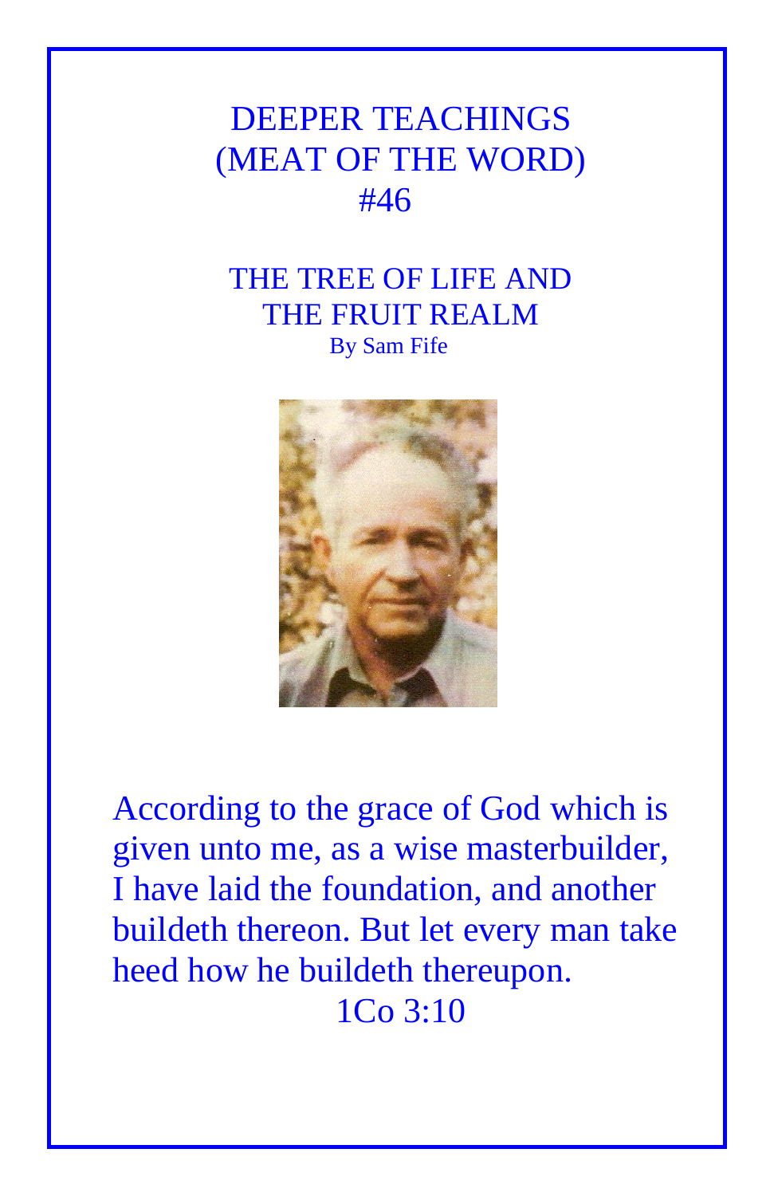# DEEPER TEACHINGS
# (MEAT OF THE WORD)
# #46

## THE TREE OF LIFE AND THE FRUIT REALM

By Sam Fife

According to the grace of God which is given unto me, as a wise masterbuilder, I have laid the foundation, and another buildeth thereon. But let every man take heed how he buildeth thereupon.

1Co 3:10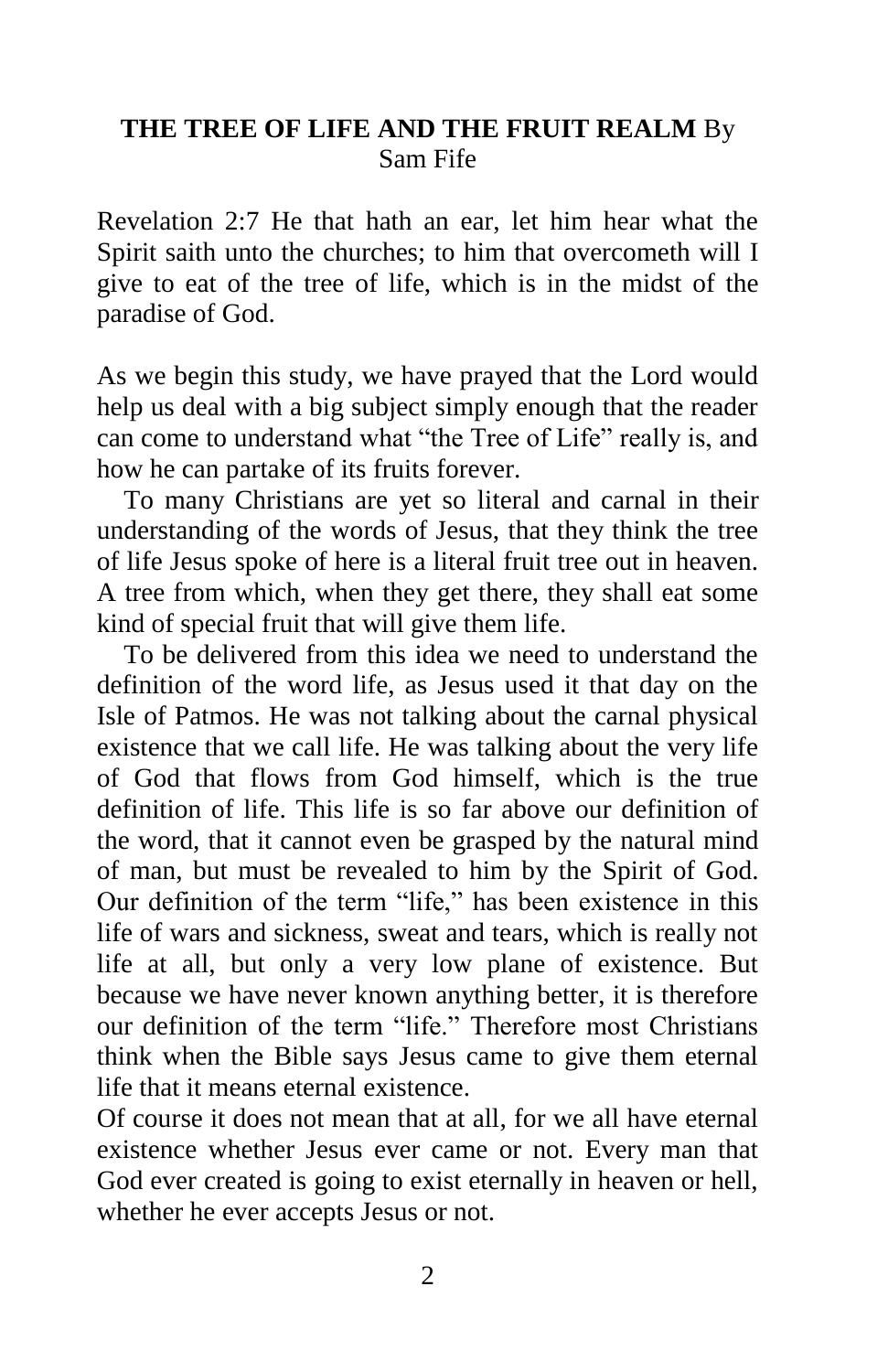**THE TREE OF LIFE AND THE FRUIT REALM** By Sam Fife

Revelation 2:7 He that hath an ear, let him hear what the Spirit saith unto the churches; to him that overcometh will I give to eat of the tree of life, which is in the midst of the paradise of God.

As we begin this study, we have prayed that the Lord would help us deal with a big subject simply enough that the reader can come to understand what “the Tree of Life” really is, and how he can partake of its fruits forever.

To many Christians are yet so literal and carnal in their understanding of the words of Jesus, that they think the tree of life Jesus spoke of here is a literal fruit tree out in heaven. A tree from which, when they get there, they shall eat some kind of special fruit that will give them life.

To be delivered from this idea we need to understand the definition of the word life, as Jesus used it that day on the Isle of Patmos. He was not talking about the carnal physical existence that we call life. He was talking about the very life of God that flows from God himself, which is the true definition of life. This life is so far above our definition of the word, that it cannot even be grasped by the natural mind of man, but must be revealed to him by the Spirit of God. Our definition of the term “life,” has been existence in this life of wars and sickness, sweat and tears, which is really not life at all, but only a very low plane of existence. But because we have never known anything better, it is therefore our definition of the term “life.” Therefore most Christians think when the Bible says Jesus came to give them eternal life that it means eternal existence.

Of course it does not mean that at all, for we all have eternal existence whether Jesus ever came or not. Every man that God ever created is going to exist eternally in heaven or hell, whether he ever accepts Jesus or not.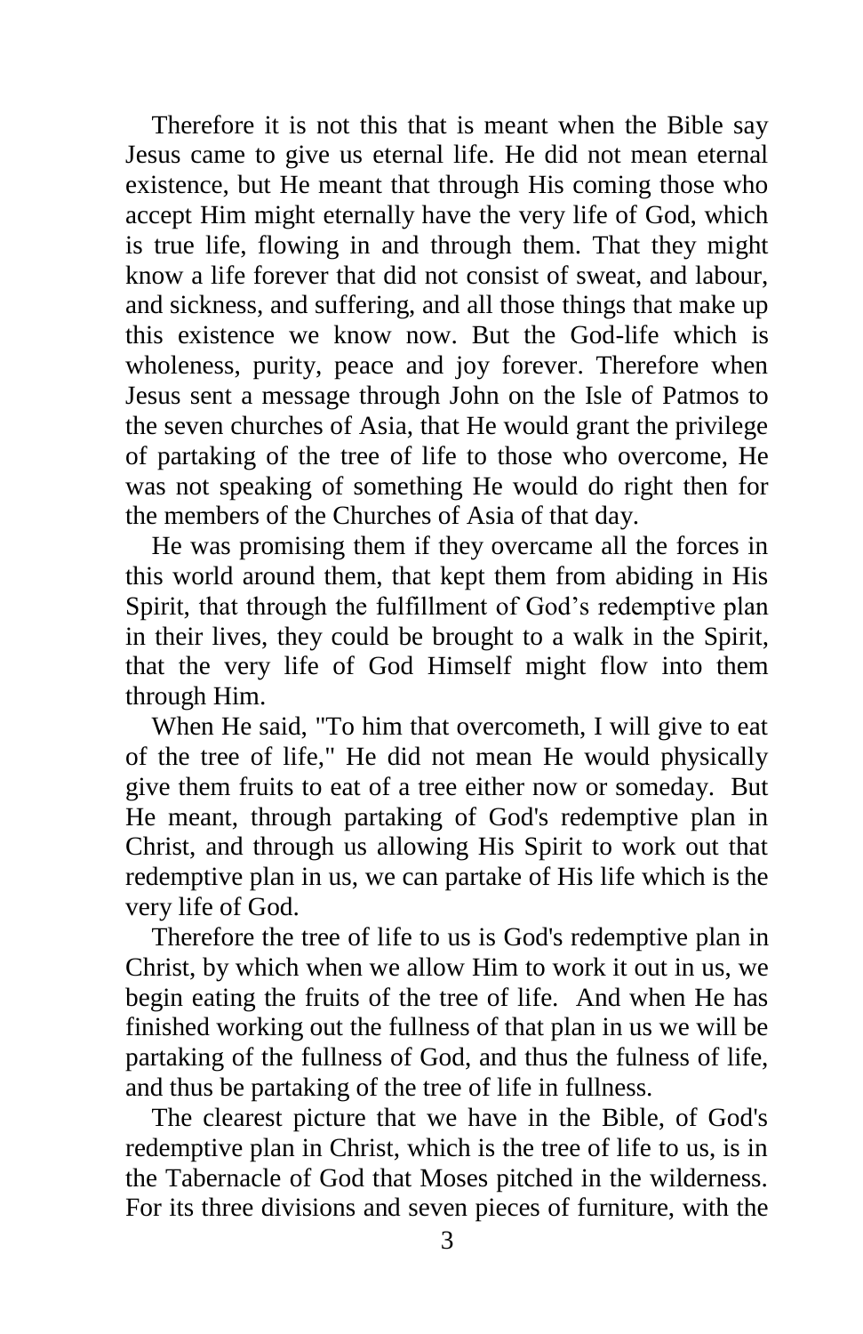Therefore it is not this that is meant when the Bible say Jesus came to give us eternal life. He did not mean eternal existence, but He meant that through His coming those who accept Him might eternally have the very life of God, which is true life, flowing in and through them. That they might know a life forever that did not consist of sweat, and labour, and sickness, and suffering, and all those things that make up this existence we know now. But the God-life which is wholeness, purity, peace and joy forever. Therefore when Jesus sent a message through John on the Isle of Patmos to the seven churches of Asia, that He would grant the privilege of partaking of the tree of life to those who overcome, He was not speaking of something He would do right then for the members of the Churches of Asia of that day.

He was promising them if they overcame all the forces in this world around them, that kept them from abiding in His Spirit, that through the fulfillment of God's redemptive plan in their lives, they could be brought to a walk in the Spirit, that the very life of God Himself might flow into them through Him.

When He said, "To him that overcometh, I will give to eat of the tree of life," He did not mean He would physically give them fruits to eat of a tree either now or someday. But He meant, through partaking of God's redemptive plan in Christ, and through us allowing His Spirit to work out that redemptive plan in us, we can partake of His life which is the very life of God.

Therefore the tree of life to us is God's redemptive plan in Christ, by which when we allow Him to work it out in us, we begin eating the fruits of the tree of life. And when He has finished working out the fullness of that plan in us we will be partaking of the fullness of God, and thus the fulness of life, and thus be partaking of the tree of life in fullness.

The clearest picture that we have in the Bible, of God's redemptive plan in Christ, which is the tree of life to us, is in the Tabernacle of God that Moses pitched in the wilderness. For its three divisions and seven pieces of furniture, with the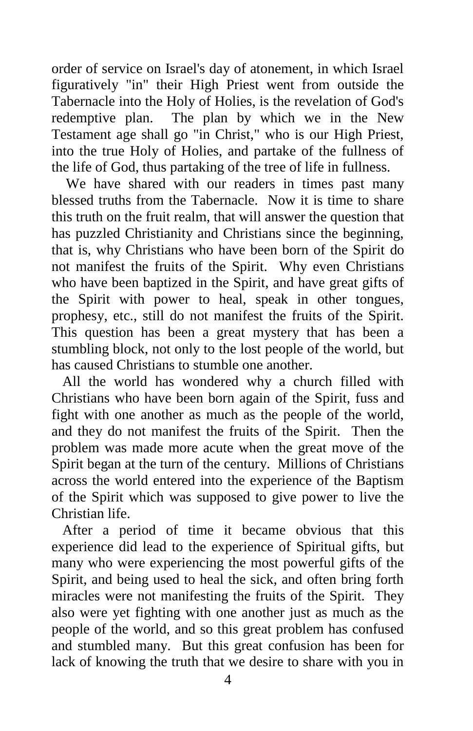order of service on Israel's day of atonement, in which Israel figuratively "in" their High Priest went from outside the Tabernacle into the Holy of Holies, is the revelation of God's redemptive plan. The plan by which we in the New Testament age shall go "in Christ," who is our High Priest, into the true Holy of Holies, and partake of the fullness of the life of God, thus partaking of the tree of life in fullness.

We have shared with our readers in times past many blessed truths from the Tabernacle. Now it is time to share this truth on the fruit realm, that will answer the question that has puzzled Christianity and Christians since the beginning, that is, why Christians who have been born of the Spirit do not manifest the fruits of the Spirit. Why even Christians who have been baptized in the Spirit, and have great gifts of the Spirit with power to heal, speak in other tongues, prophesy, etc., still do not manifest the fruits of the Spirit. This question has been a great mystery that has been a stumbling block, not only to the lost people of the world, but has caused Christians to stumble one another.

All the world has wondered why a church filled with Christians who have been born again of the Spirit, fuss and fight with one another as much as the people of the world, and they do not manifest the fruits of the Spirit. Then the problem was made more acute when the great move of the Spirit began at the turn of the century. Millions of Christians across the world entered into the experience of the Baptism of the Spirit which was supposed to give power to live the Christian life.

After a period of time it became obvious that this experience did lead to the experience of Spiritual gifts, but many who were experiencing the most powerful gifts of the Spirit, and being used to heal the sick, and often bring forth miracles were not manifesting the fruits of the Spirit. They also were yet fighting with one another just as much as the people of the world, and so this great problem has confused and stumbled many. But this great confusion has been for lack of knowing the truth that we desire to share with you in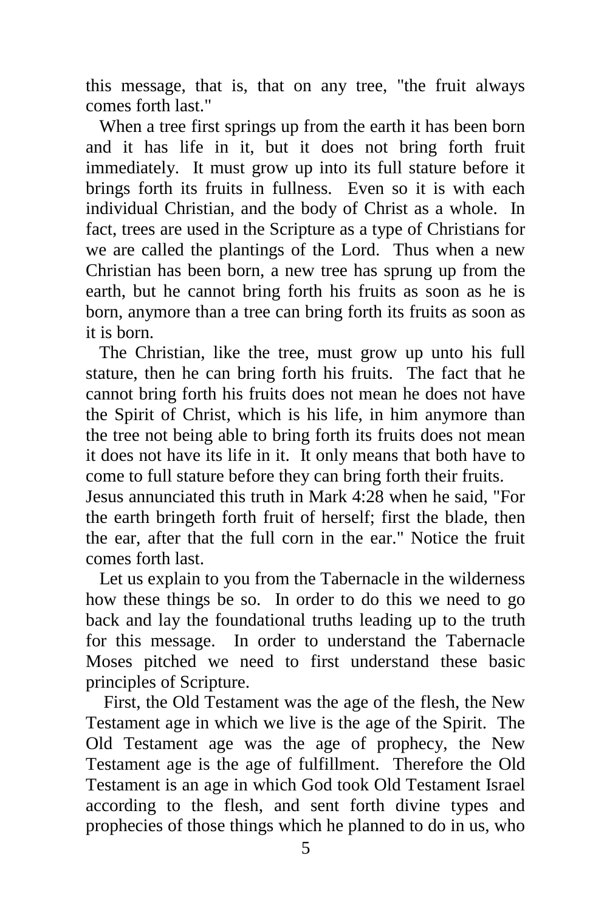this message, that is, that on any tree, "the fruit always comes forth last."

When a tree first springs up from the earth it has been born and it has life in it, but it does not bring forth fruit immediately. It must grow up into its full stature before it brings forth its fruits in fullness. Even so it is with each individual Christian, and the body of Christ as a whole. In fact, trees are used in the Scripture as a type of Christians for we are called the plantings of the Lord. Thus when a new Christian has been born, a new tree has sprung up from the earth, but he cannot bring forth his fruits as soon as he is born, anymore than a tree can bring forth its fruits as soon as it is born.

The Christian, like the tree, must grow up unto his full stature, then he can bring forth his fruits. The fact that he cannot bring forth his fruits does not mean he does not have the Spirit of Christ, which is his life, in him anymore than the tree not being able to bring forth its fruits does not mean it does not have its life in it. It only means that both have to come to full stature before they can bring forth their fruits. Jesus annunciated this truth in Mark 4:28 when he said, "For the earth bringeth forth fruit of herself; first the blade, then the ear, after that the full corn in the ear." Notice the fruit comes forth last.

Let us explain to you from the Tabernacle in the wilderness how these things be so. In order to do this we need to go back and lay the foundational truths leading up to the truth for this message. In order to understand the Tabernacle Moses pitched we need to first understand these basic principles of Scripture.

First, the Old Testament was the age of the flesh, the New Testament age in which we live is the age of the Spirit. The Old Testament age was the age of prophecy, the New Testament age is the age of fulfillment. Therefore the Old Testament is an age in which God took Old Testament Israel according to the flesh, and sent forth divine types and prophecies of those things which he planned to do in us, who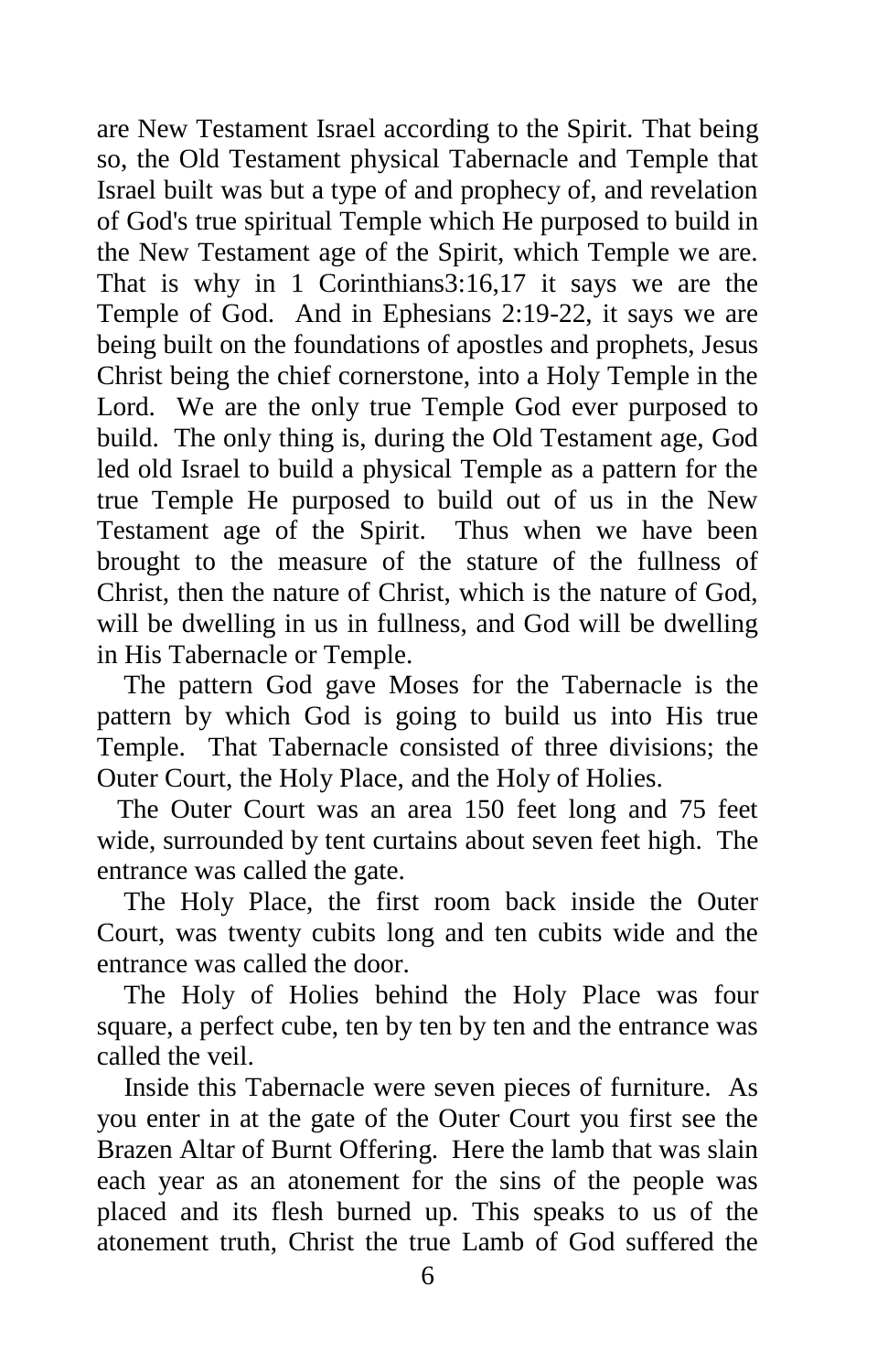are New Testament Israel according to the Spirit. That being so, the Old Testament physical Tabernacle and Temple that Israel built was but a type of and prophecy of, and revelation of God's true spiritual Temple which He purposed to build in the New Testament age of the Spirit, which Temple we are. That is why in 1 Corinthians3:16,17 it says we are the Temple of God. And in Ephesians 2:19-22, it says we are being built on the foundations of apostles and prophets, Jesus Christ being the chief cornerstone, into a Holy Temple in the Lord. We are the only true Temple God ever purposed to build. The only thing is, during the Old Testament age, God led old Israel to build a physical Temple as a pattern for the true Temple He purposed to build out of us in the New Testament age of the Spirit. Thus when we have been brought to the measure of the stature of the fullness of Christ, then the nature of Christ, which is the nature of God, will be dwelling in us in fullness, and God will be dwelling in His Tabernacle or Temple.

The pattern God gave Moses for the Tabernacle is the pattern by which God is going to build us into His true Temple. That Tabernacle consisted of three divisions; the Outer Court, the Holy Place, and the Holy of Holies.

The Outer Court was an area 150 feet long and 75 feet wide, surrounded by tent curtains about seven feet high. The entrance was called the gate.

The Holy Place, the first room back inside the Outer Court, was twenty cubits long and ten cubits wide and the entrance was called the door.

The Holy of Holies behind the Holy Place was four square, a perfect cube, ten by ten by ten and the entrance was called the veil.

Inside this Tabernacle were seven pieces of furniture. As you enter in at the gate of the Outer Court you first see the Brazen Altar of Burnt Offering. Here the lamb that was slain each year as an atonement for the sins of the people was placed and its flesh burned up. This speaks to us of the atonement truth, Christ the true Lamb of God suffered the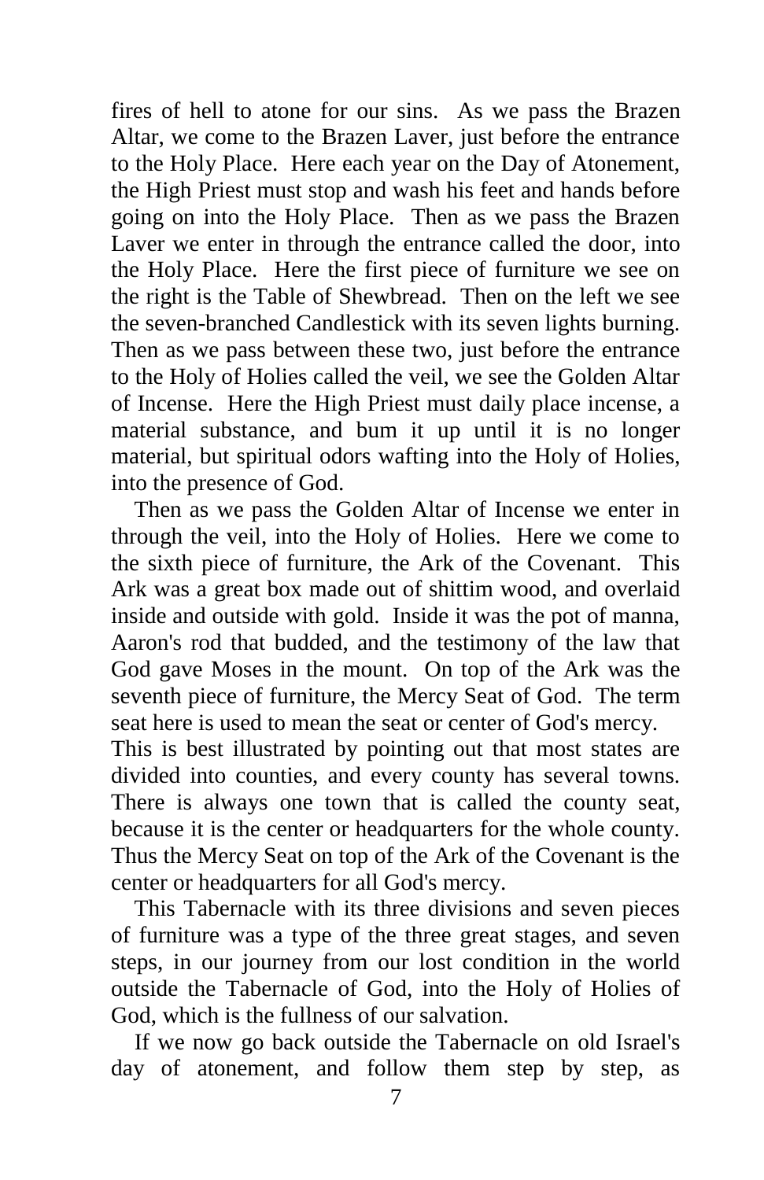fires of hell to atone for our sins. As we pass the Brazen Altar, we come to the Brazen Laver, just before the entrance to the Holy Place. Here each year on the Day of Atonement, the High Priest must stop and wash his feet and hands before going on into the Holy Place. Then as we pass the Brazen Laver we enter in through the entrance called the door, into the Holy Place. Here the first piece of furniture we see on the right is the Table of Shewbread. Then on the left we see the seven-branched Candlestick with its seven lights burning. Then as we pass between these two, just before the entrance to the Holy of Holies called the veil, we see the Golden Altar of Incense. Here the High Priest must daily place incense, a material substance, and bum it up until it is no longer material, but spiritual odors wafting into the Holy of Holies, into the presence of God.

Then as we pass the Golden Altar of Incense we enter in through the veil, into the Holy of Holies. Here we come to the sixth piece of furniture, the Ark of the Covenant. This Ark was a great box made out of shittim wood, and overlaid inside and outside with gold. Inside it was the pot of manna, Aaron's rod that budded, and the testimony of the law that God gave Moses in the mount. On top of the Ark was the seventh piece of furniture, the Mercy Seat of God. The term seat here is used to mean the seat or center of God's mercy. This is best illustrated by pointing out that most states are divided into counties, and every county has several towns. There is always one town that is called the county seat, because it is the center or headquarters for the whole county. Thus the Mercy Seat on top of the Ark of the Covenant is the center or headquarters for all God's mercy.

This Tabernacle with its three divisions and seven pieces of furniture was a type of the three great stages, and seven steps, in our journey from our lost condition in the world outside the Tabernacle of God, into the Holy of Holies of God, which is the fullness of our salvation.

If we now go back outside the Tabernacle on old Israel's day of atonement, and follow them step by step, as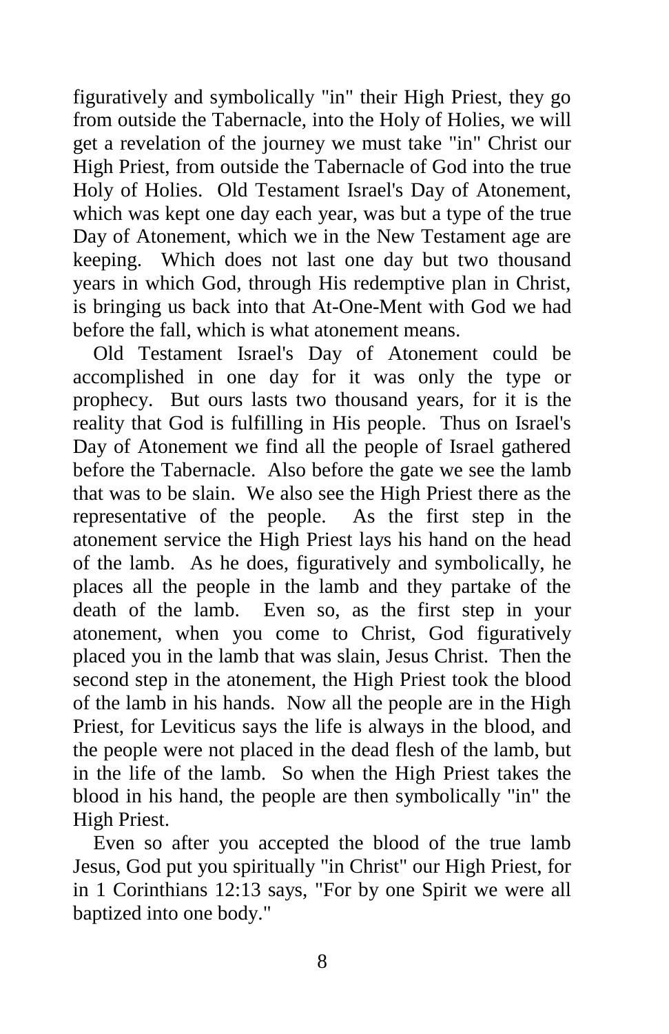figuratively and symbolically "in" their High Priest, they go from outside the Tabernacle, into the Holy of Holies, we will get a revelation of the journey we must take "in" Christ our High Priest, from outside the Tabernacle of God into the true Holy of Holies. Old Testament Israel's Day of Atonement, which was kept one day each year, was but a type of the true Day of Atonement, which we in the New Testament age are keeping. Which does not last one day but two thousand years in which God, through His redemptive plan in Christ, is bringing us back into that At-One-Ment with God we had before the fall, which is what atonement means.

Old Testament Israel's Day of Atonement could be accomplished in one day for it was only the type or prophecy. But ours lasts two thousand years, for it is the reality that God is fulfilling in His people. Thus on Israel's Day of Atonement we find all the people of Israel gathered before the Tabernacle. Also before the gate we see the lamb that was to be slain. We also see the High Priest there as the representative of the people. As the first step in the atonement service the High Priest lays his hand on the head of the lamb. As he does, figuratively and symbolically, he places all the people in the lamb and they partake of the death of the lamb. Even so, as the first step in your atonement, when you come to Christ, God figuratively placed you in the lamb that was slain, Jesus Christ. Then the second step in the atonement, the High Priest took the blood of the lamb in his hands. Now all the people are in the High Priest, for Leviticus says the life is always in the blood, and the people were not placed in the dead flesh of the lamb, but in the life of the lamb. So when the High Priest takes the blood in his hand, the people are then symbolically "in" the High Priest.

Even so after you accepted the blood of the true lamb Jesus, God put you spiritually "in Christ" our High Priest, for in 1 Corinthians 12:13 says, "For by one Spirit we were all baptized into one body."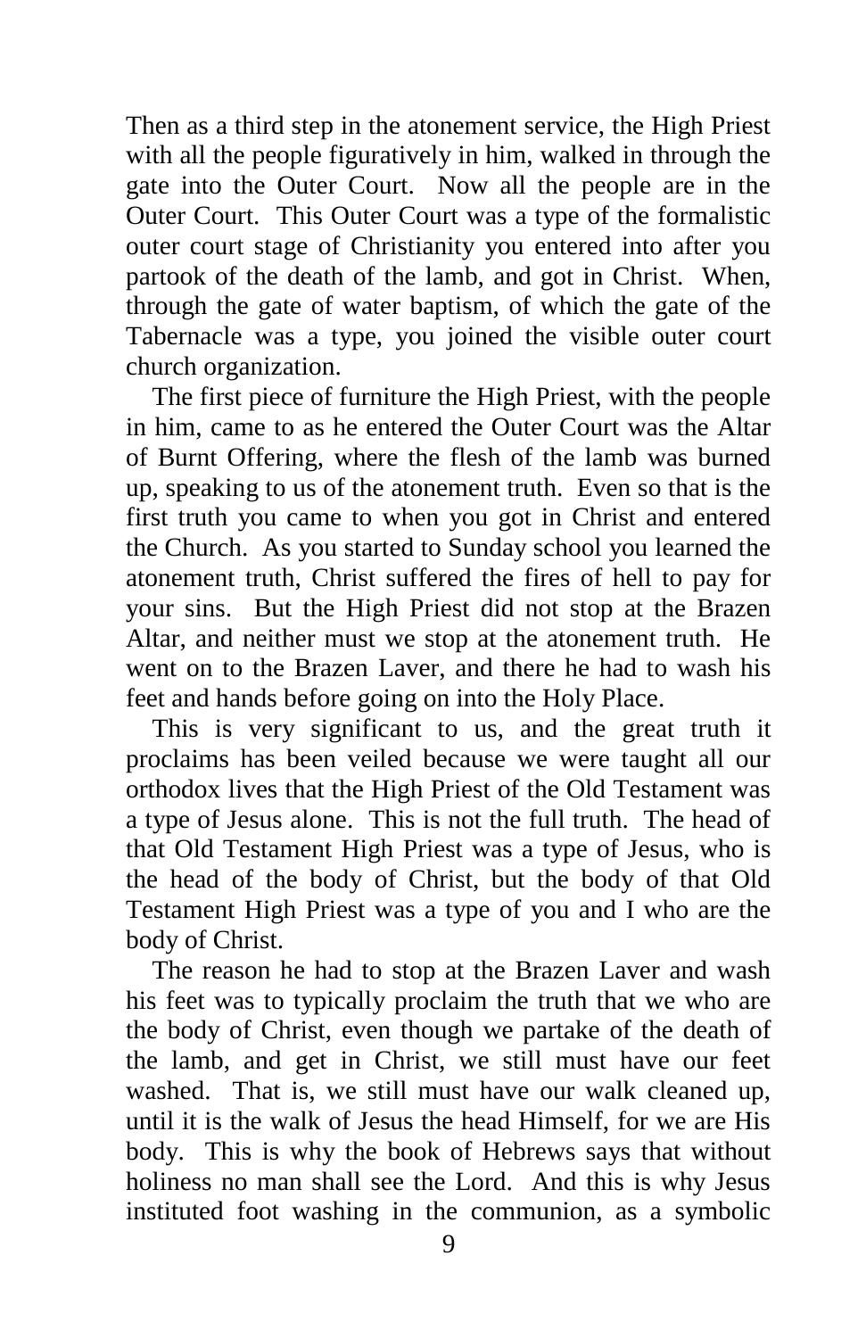Then as a third step in the atonement service, the High Priest with all the people figuratively in him, walked in through the gate into the Outer Court. Now all the people are in the Outer Court. This Outer Court was a type of the formalistic outer court stage of Christianity you entered into after you partook of the death of the lamb, and got in Christ. When, through the gate of water baptism, of which the gate of the Tabernacle was a type, you joined the visible outer court church organization.

The first piece of furniture the High Priest, with the people in him, came to as he entered the Outer Court was the Altar of Burnt Offering, where the flesh of the lamb was burned up, speaking to us of the atonement truth. Even so that is the first truth you came to when you got in Christ and entered the Church. As you started to Sunday school you learned the atonement truth, Christ suffered the fires of hell to pay for your sins. But the High Priest did not stop at the Brazen Altar, and neither must we stop at the atonement truth. He went on to the Brazen Laver, and there he had to wash his feet and hands before going on into the Holy Place.

This is very significant to us, and the great truth it proclaims has been veiled because we were taught all our orthodox lives that the High Priest of the Old Testament was a type of Jesus alone. This is not the full truth. The head of that Old Testament High Priest was a type of Jesus, who is the head of the body of Christ, but the body of that Old Testament High Priest was a type of you and I who are the body of Christ.

The reason he had to stop at the Brazen Laver and wash his feet was to typically proclaim the truth that we who are the body of Christ, even though we partake of the death of the lamb, and get in Christ, we still must have our feet washed. That is, we still must have our walk cleaned up, until it is the walk of Jesus the head Himself, for we are His body. This is why the book of Hebrews says that without holiness no man shall see the Lord. And this is why Jesus instituted foot washing in the communion, as a symbolic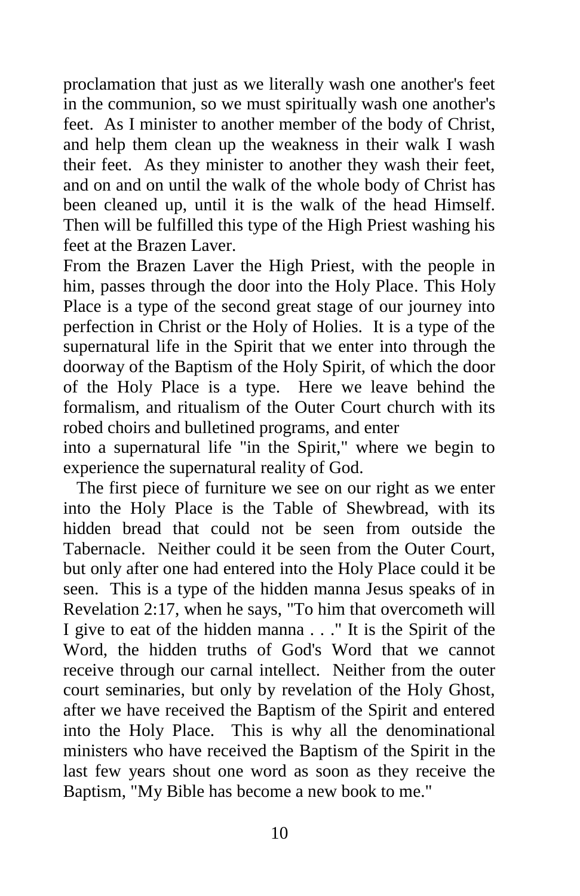proclamation that just as we literally wash one another's feet in the communion, so we must spiritually wash one another's feet. As I minister to another member of the body of Christ, and help them clean up the weakness in their walk I wash their feet. As they minister to another they wash their feet, and on and on until the walk of the whole body of Christ has been cleaned up, until it is the walk of the head Himself. Then will be fulfilled this type of the High Priest washing his feet at the Brazen Laver.

From the Brazen Laver the High Priest, with the people in him, passes through the door into the Holy Place. This Holy Place is a type of the second great stage of our journey into perfection in Christ or the Holy of Holies. It is a type of the supernatural life in the Spirit that we enter into through the doorway of the Baptism of the Holy Spirit, of which the door of the Holy Place is a type. Here we leave behind the formalism, and ritualism of the Outer Court church with its robed choirs and bulletined programs, and enter into a supernatural life "in the Spirit," where we begin to experience the supernatural reality of God.

The first piece of furniture we see on our right as we enter into the Holy Place is the Table of Shewbread, with its hidden bread that could not be seen from outside the Tabernacle. Neither could it be seen from the Outer Court, but only after one had entered into the Holy Place could it be seen. This is a type of the hidden manna Jesus speaks of in Revelation 2:17, when he says, "To him that overcometh will I give to eat of the hidden manna . . ." It is the Spirit of the Word, the hidden truths of God's Word that we cannot receive through our carnal intellect. Neither from the outer court seminaries, but only by revelation of the Holy Ghost, after we have received the Baptism of the Spirit and entered into the Holy Place. This is why all the denominational ministers who have received the Baptism of the Spirit in the last few years shout one word as soon as they receive the Baptism, "My Bible has become a new book to me."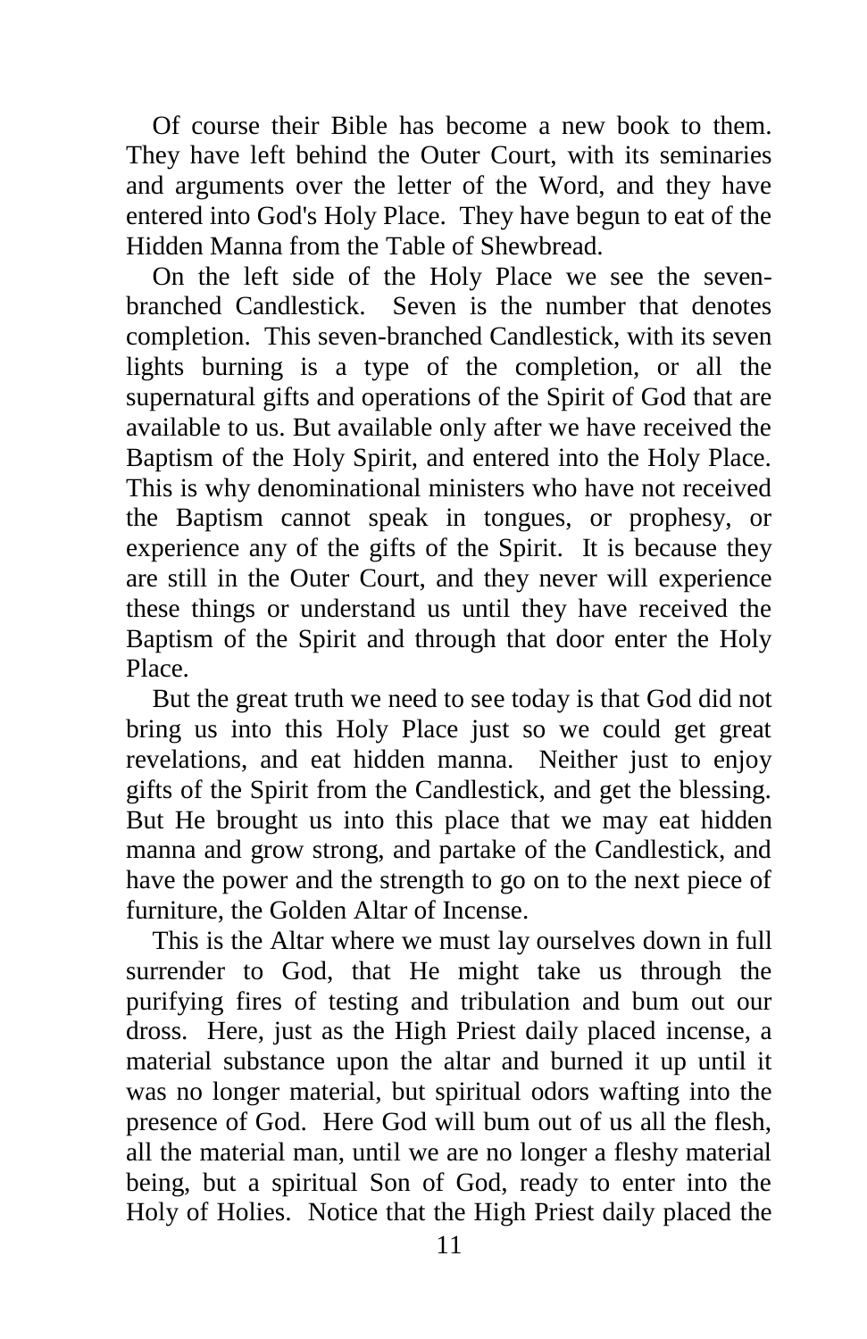Of course their Bible has become a new book to them. They have left behind the Outer Court, with its seminaries and arguments over the letter of the Word, and they have entered into God's Holy Place. They have begun to eat of the Hidden Manna from the Table of Shewbread.

On the left side of the Holy Place we see the seven-branched Candlestick. Seven is the number that denotes completion. This seven-branched Candlestick, with its seven lights burning is a type of the completion, or all the supernatural gifts and operations of the Spirit of God that are available to us. But available only after we have received the Baptism of the Holy Spirit, and entered into the Holy Place. This is why denominational ministers who have not received the Baptism cannot speak in tongues, or prophesy, or experience any of the gifts of the Spirit. It is because they are still in the Outer Court, and they never will experience these things or understand us until they have received the Baptism of the Spirit and through that door enter the Holy Place.

But the great truth we need to see today is that God did not bring us into this Holy Place just so we could get great revelations, and eat hidden manna. Neither just to enjoy gifts of the Spirit from the Candlestick, and get the blessing. But He brought us into this place that we may eat hidden manna and grow strong, and partake of the Candlestick, and have the power and the strength to go on to the next piece of furniture, the Golden Altar of Incense.

This is the Altar where we must lay ourselves down in full surrender to God, that He might take us through the purifying fires of testing and tribulation and bum out our dross. Here, just as the High Priest daily placed incense, a material substance upon the altar and burned it up until it was no longer material, but spiritual odors wafting into the presence of God. Here God will bum out of us all the flesh, all the material man, until we are no longer a fleshy material being, but a spiritual Son of God, ready to enter into the Holy of Holies. Notice that the High Priest daily placed the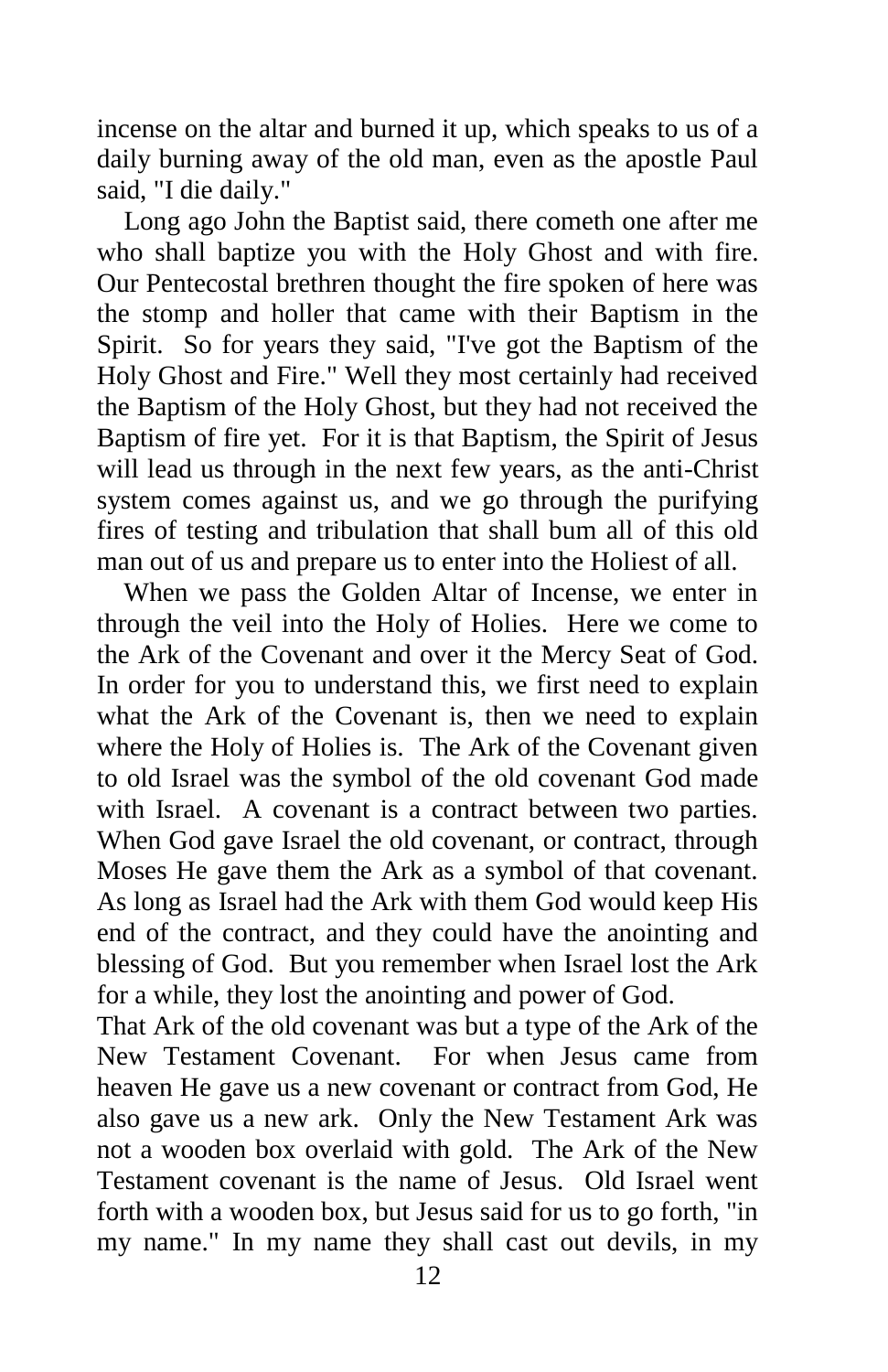incense on the altar and burned it up, which speaks to us of a daily burning away of the old man, even as the apostle Paul said, "I die daily."

Long ago John the Baptist said, there cometh one after me who shall baptize you with the Holy Ghost and with fire. Our Pentecostal brethren thought the fire spoken of here was the stomp and holler that came with their Baptism in the Spirit. So for years they said, "I've got the Baptism of the Holy Ghost and Fire." Well they most certainly had received the Baptism of the Holy Ghost, but they had not received the Baptism of fire yet. For it is that Baptism, the Spirit of Jesus will lead us through in the next few years, as the anti-Christ system comes against us, and we go through the purifying fires of testing and tribulation that shall bum all of this old man out of us and prepare us to enter into the Holiest of all.

When we pass the Golden Altar of Incense, we enter in through the veil into the Holy of Holies. Here we come to the Ark of the Covenant and over it the Mercy Seat of God. In order for you to understand this, we first need to explain what the Ark of the Covenant is, then we need to explain where the Holy of Holies is. The Ark of the Covenant given to old Israel was the symbol of the old covenant God made with Israel. A covenant is a contract between two parties. When God gave Israel the old covenant, or contract, through Moses He gave them the Ark as a symbol of that covenant. As long as Israel had the Ark with them God would keep His end of the contract, and they could have the anointing and blessing of God. But you remember when Israel lost the Ark for a while, they lost the anointing and power of God.

That Ark of the old covenant was but a type of the Ark of the New Testament Covenant. For when Jesus came from heaven He gave us a new covenant or contract from God, He also gave us a new ark. Only the New Testament Ark was not a wooden box overlaid with gold. The Ark of the New Testament covenant is the name of Jesus. Old Israel went forth with a wooden box, but Jesus said for us to go forth, "in my name." In my name they shall cast out devils, in my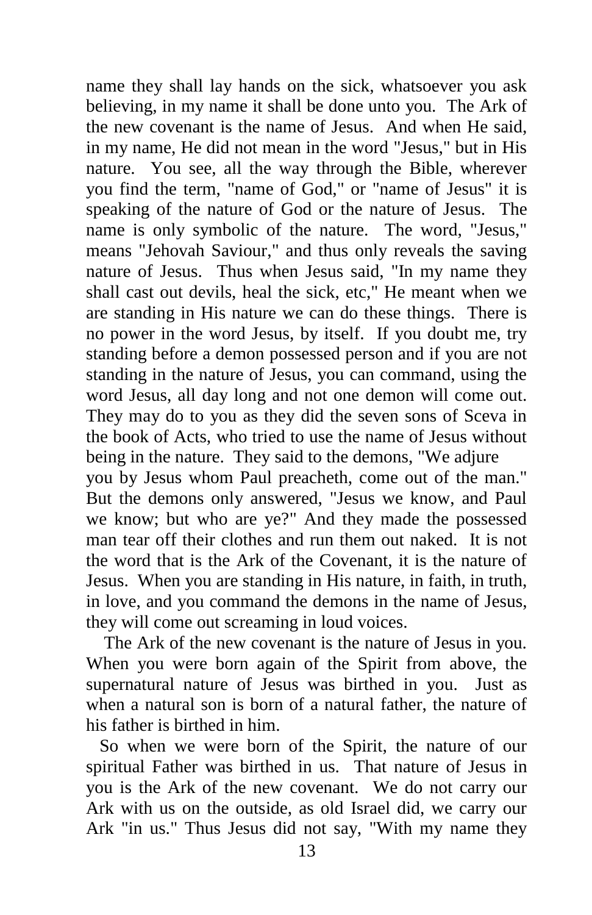name they shall lay hands on the sick, whatsoever you ask believing, in my name it shall be done unto you. The Ark of the new covenant is the name of Jesus. And when He said, in my name, He did not mean in the word "Jesus," but in His nature. You see, all the way through the Bible, wherever you find the term, "name of God," or "name of Jesus" it is speaking of the nature of God or the nature of Jesus. The name is only symbolic of the nature. The word, "Jesus," means "Jehovah Saviour," and thus only reveals the saving nature of Jesus. Thus when Jesus said, "In my name they shall cast out devils, heal the sick, etc," He meant when we are standing in His nature we can do these things. There is no power in the word Jesus, by itself. If you doubt me, try standing before a demon possessed person and if you are not standing in the nature of Jesus, you can command, using the word Jesus, all day long and not one demon will come out. They may do to you as they did the seven sons of Sceva in the book of Acts, who tried to use the name of Jesus without being in the nature. They said to the demons, "We adjure you by Jesus whom Paul preacheth, come out of the man." But the demons only answered, "Jesus we know, and Paul we know; but who are ye?" And they made the possessed man tear off their clothes and run them out naked. It is not the word that is the Ark of the Covenant, it is the nature of Jesus. When you are standing in His nature, in faith, in truth, in love, and you command the demons in the name of Jesus, they will come out screaming in loud voices.

The Ark of the new covenant is the nature of Jesus in you. When you were born again of the Spirit from above, the supernatural nature of Jesus was birthed in you. Just as when a natural son is born of a natural father, the nature of his father is birthed in him.

So when we were born of the Spirit, the nature of our spiritual Father was birthed in us. That nature of Jesus in you is the Ark of the new covenant. We do not carry our Ark with us on the outside, as old Israel did, we carry our Ark "in us." Thus Jesus did not say, "With my name they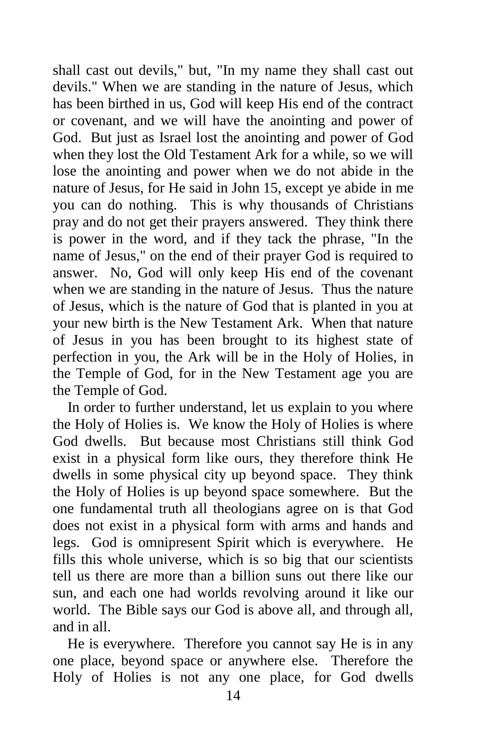shall cast out devils," but, "In my name they shall cast out devils." When we are standing in the nature of Jesus, which has been birthed in us, God will keep His end of the contract or covenant, and we will have the anointing and power of God. But just as Israel lost the anointing and power of God when they lost the Old Testament Ark for a while, so we will lose the anointing and power when we do not abide in the nature of Jesus, for He said in John 15, except ye abide in me you can do nothing. This is why thousands of Christians pray and do not get their prayers answered. They think there is power in the word, and if they tack the phrase, "In the name of Jesus," on the end of their prayer God is required to answer. No, God will only keep His end of the covenant when we are standing in the nature of Jesus. Thus the nature of Jesus, which is the nature of God that is planted in you at your new birth is the New Testament Ark. When that nature of Jesus in you has been brought to its highest state of perfection in you, the Ark will be in the Holy of Holies, in the Temple of God, for in the New Testament age you are the Temple of God.

In order to further understand, let us explain to you where the Holy of Holies is. We know the Holy of Holies is where God dwells. But because most Christians still think God exist in a physical form like ours, they therefore think He dwells in some physical city up beyond space. They think the Holy of Holies is up beyond space somewhere. But the one fundamental truth all theologians agree on is that God does not exist in a physical form with arms and hands and legs. God is omnipresent Spirit which is everywhere. He fills this whole universe, which is so big that our scientists tell us there are more than a billion suns out there like our sun, and each one had worlds revolving around it like our world. The Bible says our God is above all, and through all, and in all.

He is everywhere. Therefore you cannot say He is in any one place, beyond space or anywhere else. Therefore the Holy of Holies is not any one place, for God dwells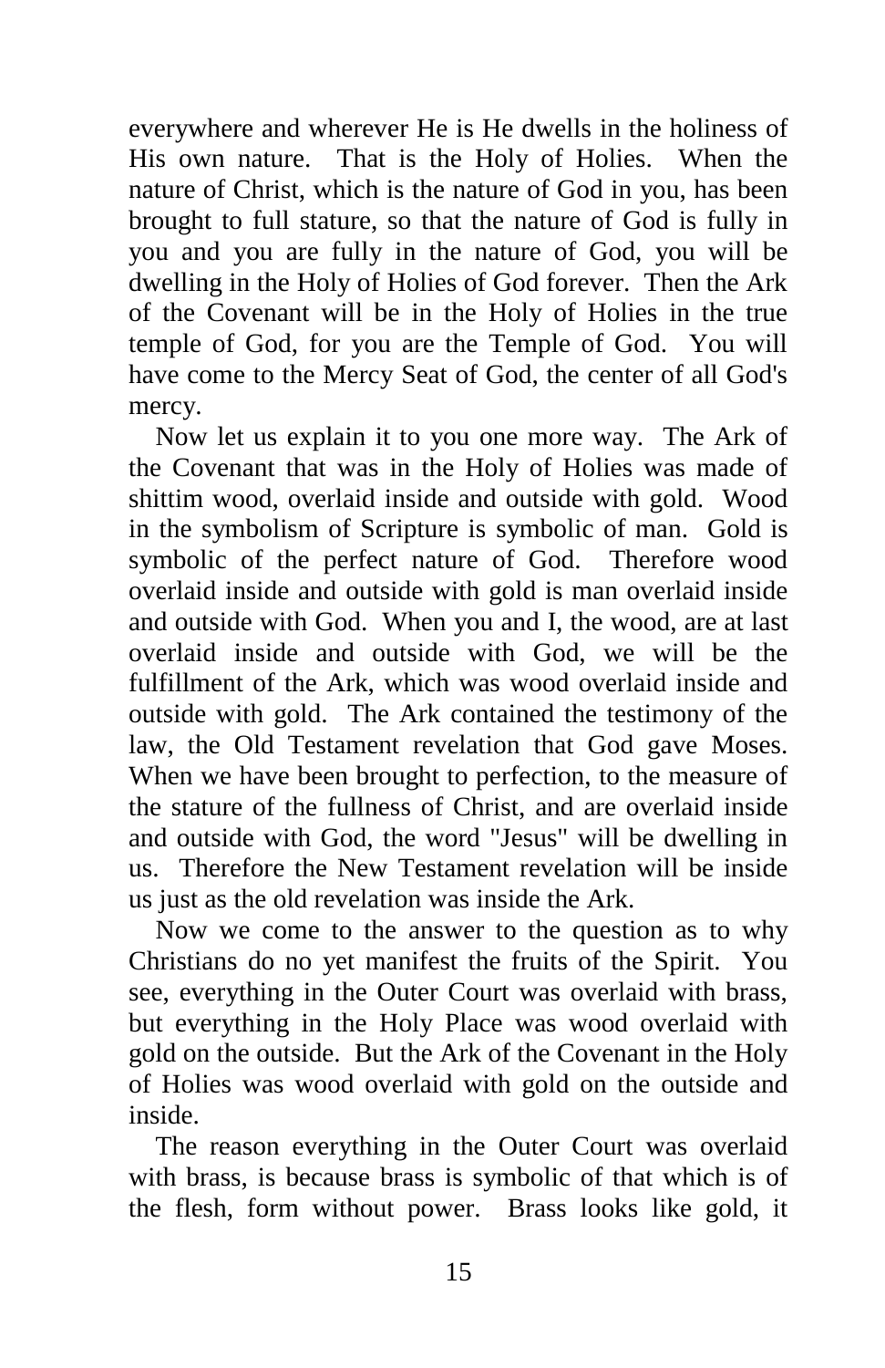everywhere and wherever He is He dwells in the holiness of His own nature. That is the Holy of Holies. When the nature of Christ, which is the nature of God in you, has been brought to full stature, so that the nature of God is fully in you and you are fully in the nature of God, you will be dwelling in the Holy of Holies of God forever. Then the Ark of the Covenant will be in the Holy of Holies in the true temple of God, for you are the Temple of God. You will have come to the Mercy Seat of God, the center of all God's mercy.

Now let us explain it to you one more way. The Ark of the Covenant that was in the Holy of Holies was made of shittim wood, overlaid inside and outside with gold. Wood in the symbolism of Scripture is symbolic of man. Gold is symbolic of the perfect nature of God. Therefore wood overlaid inside and outside with gold is man overlaid inside and outside with God. When you and I, the wood, are at last overlaid inside and outside with God, we will be the fulfillment of the Ark, which was wood overlaid inside and outside with gold. The Ark contained the testimony of the law, the Old Testament revelation that God gave Moses. When we have been brought to perfection, to the measure of the stature of the fullness of Christ, and are overlaid inside and outside with God, the word "Jesus" will be dwelling in us. Therefore the New Testament revelation will be inside us just as the old revelation was inside the Ark.

Now we come to the answer to the question as to why Christians do no yet manifest the fruits of the Spirit. You see, everything in the Outer Court was overlaid with brass, but everything in the Holy Place was wood overlaid with gold on the outside. But the Ark of the Covenant in the Holy of Holies was wood overlaid with gold on the outside and inside.

The reason everything in the Outer Court was overlaid with brass, is because brass is symbolic of that which is of the flesh, form without power. Brass looks like gold, it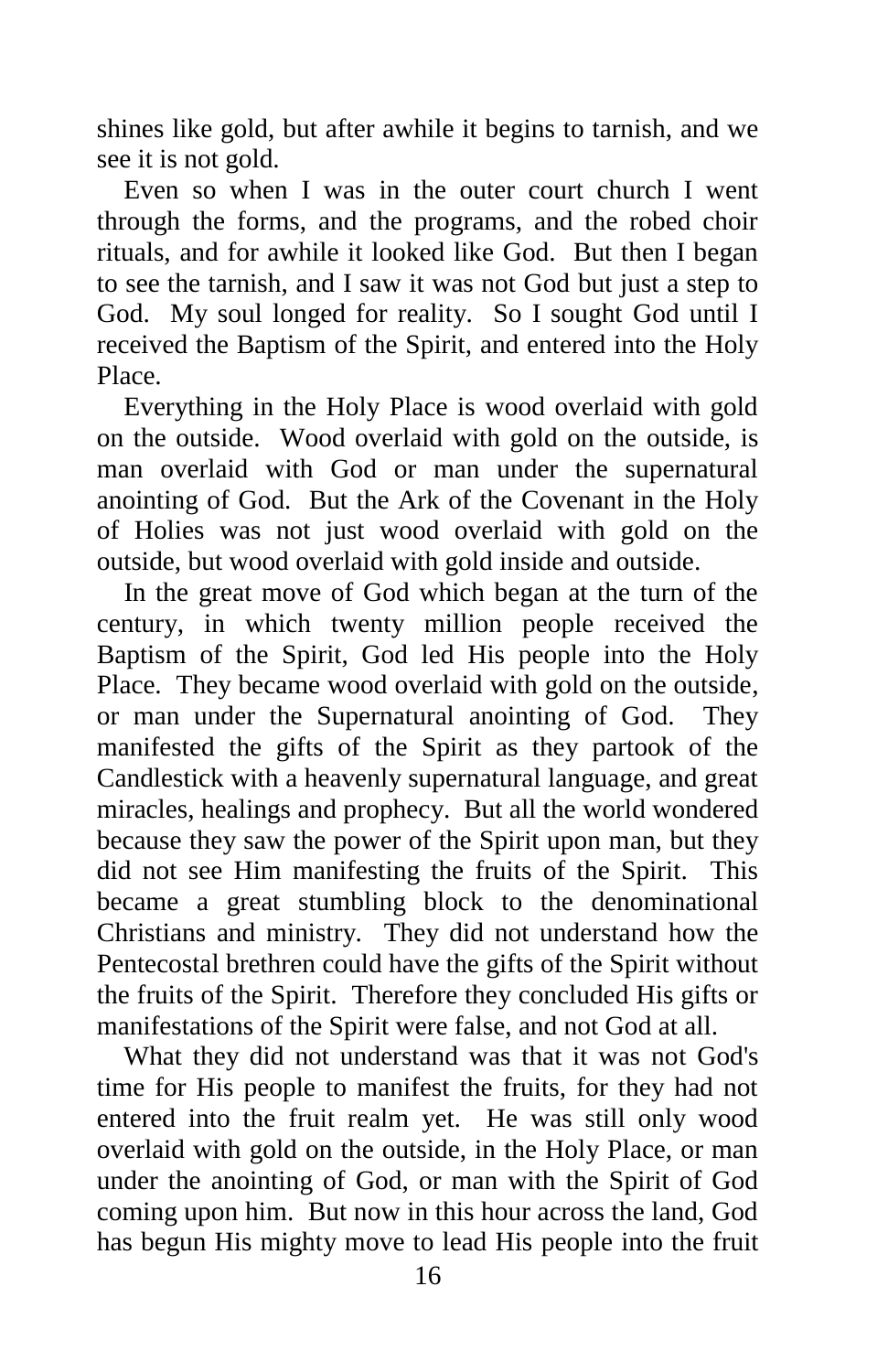shines like gold, but after awhile it begins to tarnish, and we see it is not gold.

Even so when I was in the outer court church I went through the forms, and the programs, and the robed choir rituals, and for awhile it looked like God. But then I began to see the tarnish, and I saw it was not God but just a step to God. My soul longed for reality. So I sought God until I received the Baptism of the Spirit, and entered into the Holy Place.

Everything in the Holy Place is wood overlaid with gold on the outside. Wood overlaid with gold on the outside, is man overlaid with God or man under the supernatural anointing of God. But the Ark of the Covenant in the Holy of Holies was not just wood overlaid with gold on the outside, but wood overlaid with gold inside and outside.

In the great move of God which began at the turn of the century, in which twenty million people received the Baptism of the Spirit, God led His people into the Holy Place. They became wood overlaid with gold on the outside, or man under the Supernatural anointing of God. They manifested the gifts of the Spirit as they partook of the Candlestick with a heavenly supernatural language, and great miracles, healings and prophecy. But all the world wondered because they saw the power of the Spirit upon man, but they did not see Him manifesting the fruits of the Spirit. This became a great stumbling block to the denominational Christians and ministry. They did not understand how the Pentecostal brethren could have the gifts of the Spirit without the fruits of the Spirit. Therefore they concluded His gifts or manifestations of the Spirit were false, and not God at all.

What they did not understand was that it was not God's time for His people to manifest the fruits, for they had not entered into the fruit realm yet. He was still only wood overlaid with gold on the outside, in the Holy Place, or man under the anointing of God, or man with the Spirit of God coming upon him. But now in this hour across the land, God has begun His mighty move to lead His people into the fruit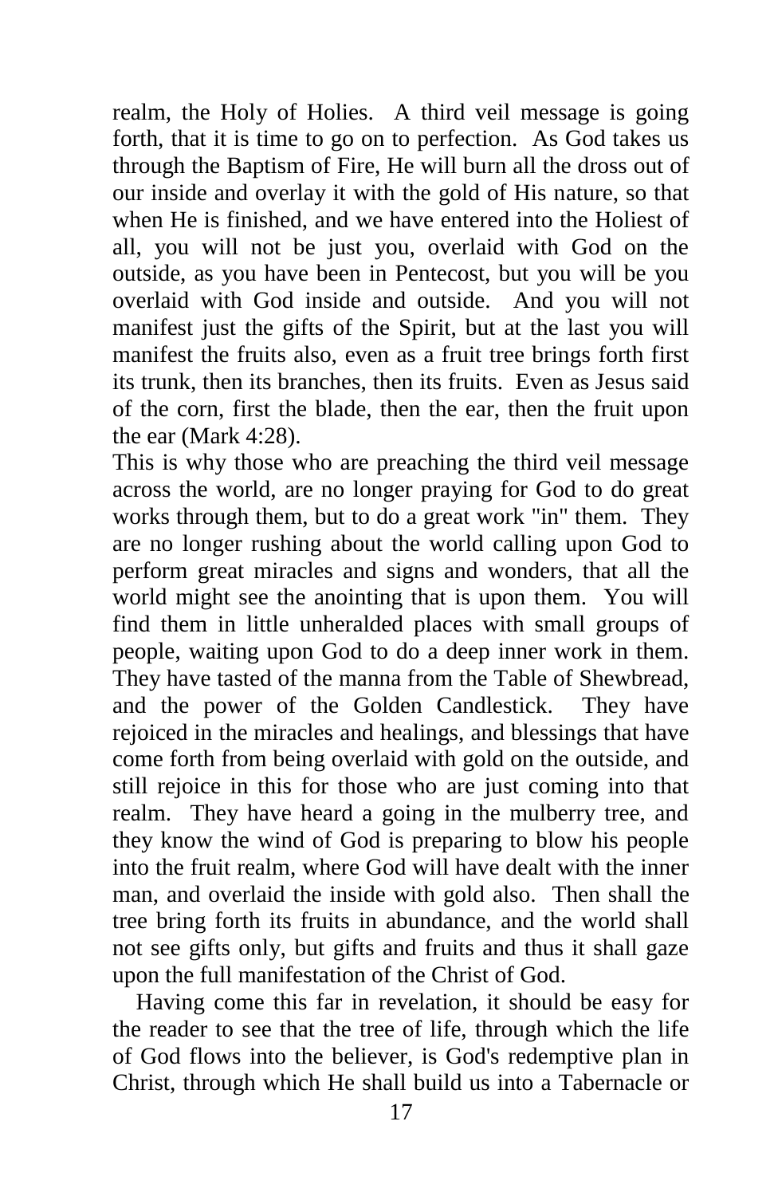realm, the Holy of Holies. A third veil message is going forth, that it is time to go on to perfection. As God takes us through the Baptism of Fire, He will burn all the dross out of our inside and overlay it with the gold of His nature, so that when He is finished, and we have entered into the Holiest of all, you will not be just you, overlaid with God on the outside, as you have been in Pentecost, but you will be you overlaid with God inside and outside. And you will not manifest just the gifts of the Spirit, but at the last you will manifest the fruits also, even as a fruit tree brings forth first its trunk, then its branches, then its fruits. Even as Jesus said of the corn, first the blade, then the ear, then the fruit upon the ear (Mark 4:28).

This is why those who are preaching the third veil message across the world, are no longer praying for God to do great works through them, but to do a great work "in" them. They are no longer rushing about the world calling upon God to perform great miracles and signs and wonders, that all the world might see the anointing that is upon them. You will find them in little unheralded places with small groups of people, waiting upon God to do a deep inner work in them. They have tasted of the manna from the Table of Shewbread, and the power of the Golden Candlestick. They have rejoiced in the miracles and healings, and blessings that have come forth from being overlaid with gold on the outside, and still rejoice in this for those who are just coming into that realm. They have heard a going in the mulberry tree, and they know the wind of God is preparing to blow his people into the fruit realm, where God will have dealt with the inner man, and overlaid the inside with gold also. Then shall the tree bring forth its fruits in abundance, and the world shall not see gifts only, but gifts and fruits and thus it shall gaze upon the full manifestation of the Christ of God.

Having come this far in revelation, it should be easy for the reader to see that the tree of life, through which the life of God flows into the believer, is God's redemptive plan in Christ, through which He shall build us into a Tabernacle or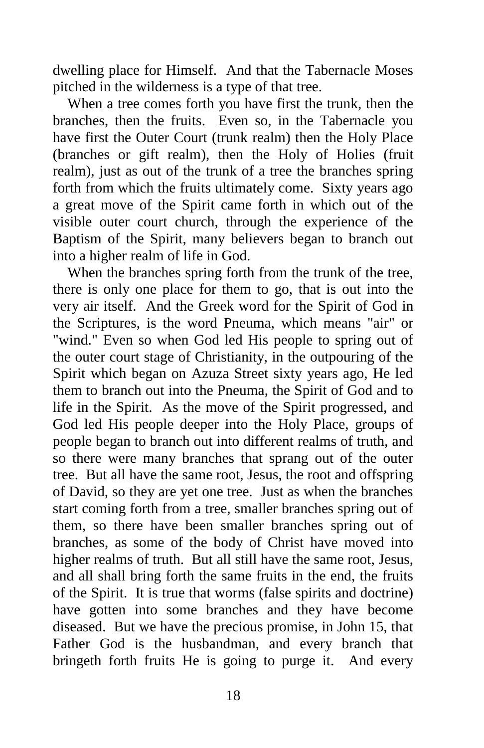dwelling place for Himself. And that the Tabernacle Moses pitched in the wilderness is a type of that tree.

When a tree comes forth you have first the trunk, then the branches, then the fruits. Even so, in the Tabernacle you have first the Outer Court (trunk realm) then the Holy Place (branches or gift realm), then the Holy of Holies (fruit realm), just as out of the trunk of a tree the branches spring forth from which the fruits ultimately come. Sixty years ago a great move of the Spirit came forth in which out of the visible outer court church, through the experience of the Baptism of the Spirit, many believers began to branch out into a higher realm of life in God.

When the branches spring forth from the trunk of the tree, there is only one place for them to go, that is out into the very air itself. And the Greek word for the Spirit of God in the Scriptures, is the word Pneuma, which means "air" or "wind." Even so when God led His people to spring out of the outer court stage of Christianity, in the outpouring of the Spirit which began on Azuza Street sixty years ago, He led them to branch out into the Pneuma, the Spirit of God and to life in the Spirit. As the move of the Spirit progressed, and God led His people deeper into the Holy Place, groups of people began to branch out into different realms of truth, and so there were many branches that sprang out of the outer tree. But all have the same root, Jesus, the root and offspring of David, so they are yet one tree. Just as when the branches start coming forth from a tree, smaller branches spring out of them, so there have been smaller branches spring out of branches, as some of the body of Christ have moved into higher realms of truth. But all still have the same root, Jesus, and all shall bring forth the same fruits in the end, the fruits of the Spirit. It is true that worms (false spirits and doctrine) have gotten into some branches and they have become diseased. But we have the precious promise, in John 15, that Father God is the husbandman, and every branch that bringeth forth fruits He is going to purge it. And every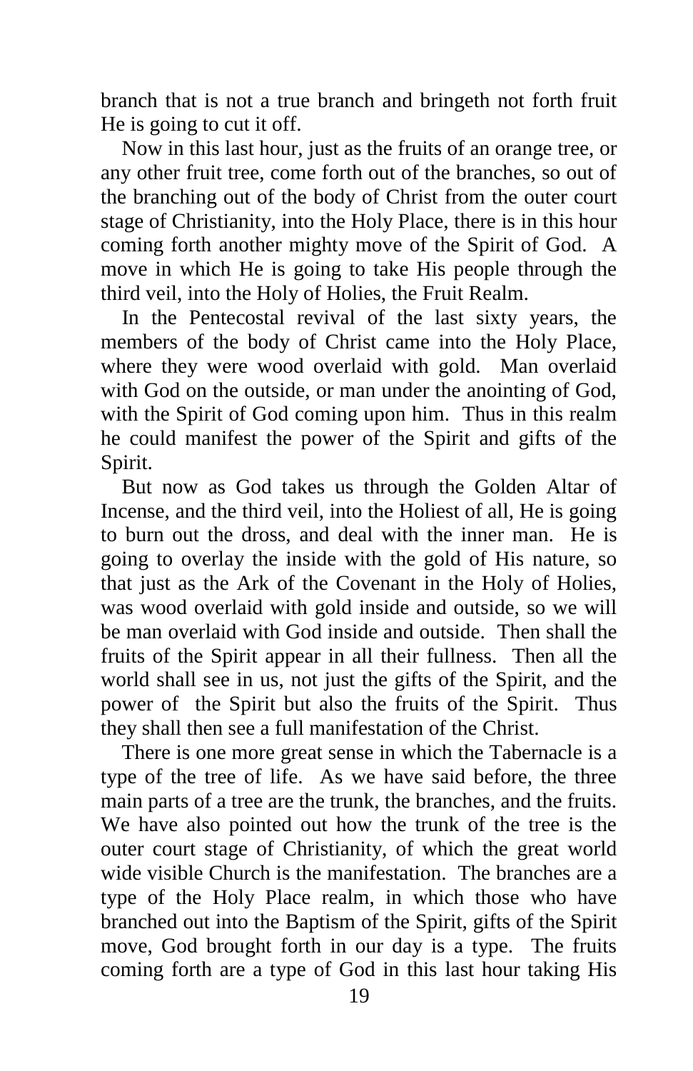branch that is not a true branch and bringeth not forth fruit He is going to cut it off.

Now in this last hour, just as the fruits of an orange tree, or any other fruit tree, come forth out of the branches, so out of the branching out of the body of Christ from the outer court stage of Christianity, into the Holy Place, there is in this hour coming forth another mighty move of the Spirit of God. A move in which He is going to take His people through the third veil, into the Holy of Holies, the Fruit Realm.

In the Pentecostal revival of the last sixty years, the members of the body of Christ came into the Holy Place, where they were wood overlaid with gold. Man overlaid with God on the outside, or man under the anointing of God, with the Spirit of God coming upon him. Thus in this realm he could manifest the power of the Spirit and gifts of the Spirit.

But now as God takes us through the Golden Altar of Incense, and the third veil, into the Holiest of all, He is going to burn out the dross, and deal with the inner man. He is going to overlay the inside with the gold of His nature, so that just as the Ark of the Covenant in the Holy of Holies, was wood overlaid with gold inside and outside, so we will be man overlaid with God inside and outside. Then shall the fruits of the Spirit appear in all their fullness. Then all the world shall see in us, not just the gifts of the Spirit, and the power of the Spirit but also the fruits of the Spirit. Thus they shall then see a full manifestation of the Christ.

There is one more great sense in which the Tabernacle is a type of the tree of life. As we have said before, the three main parts of a tree are the trunk, the branches, and the fruits. We have also pointed out how the trunk of the tree is the outer court stage of Christianity, of which the great world wide visible Church is the manifestation. The branches are a type of the Holy Place realm, in which those who have branched out into the Baptism of the Spirit, gifts of the Spirit move, God brought forth in our day is a type. The fruits coming forth are a type of God in this last hour taking His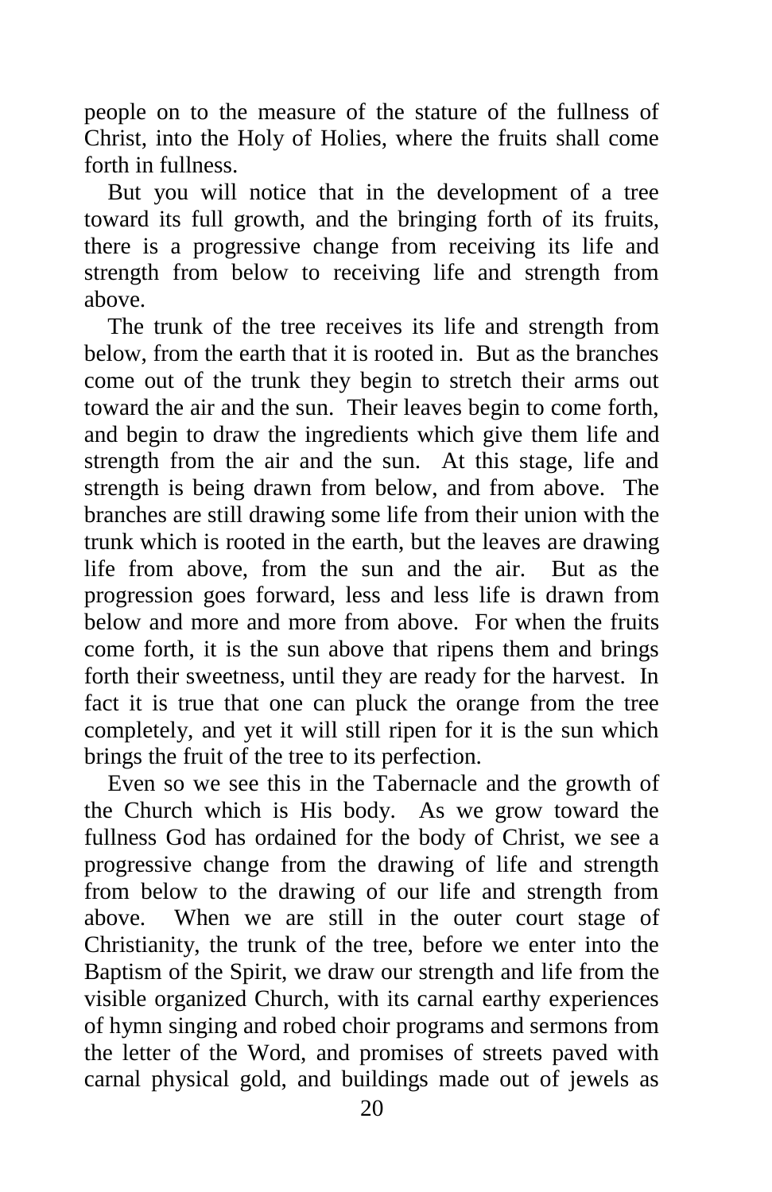people on to the measure of the stature of the fullness of Christ, into the Holy of Holies, where the fruits shall come forth in fullness.

But you will notice that in the development of a tree toward its full growth, and the bringing forth of its fruits, there is a progressive change from receiving its life and strength from below to receiving life and strength from above.

The trunk of the tree receives its life and strength from below, from the earth that it is rooted in. But as the branches come out of the trunk they begin to stretch their arms out toward the air and the sun. Their leaves begin to come forth, and begin to draw the ingredients which give them life and strength from the air and the sun. At this stage, life and strength is being drawn from below, and from above. The branches are still drawing some life from their union with the trunk which is rooted in the earth, but the leaves are drawing life from above, from the sun and the air. But as the progression goes forward, less and less life is drawn from below and more and more from above. For when the fruits come forth, it is the sun above that ripens them and brings forth their sweetness, until they are ready for the harvest. In fact it is true that one can pluck the orange from the tree completely, and yet it will still ripen for it is the sun which brings the fruit of the tree to its perfection.

Even so we see this in the Tabernacle and the growth of the Church which is His body. As we grow toward the fullness God has ordained for the body of Christ, we see a progressive change from the drawing of life and strength from below to the drawing of our life and strength from above. When we are still in the outer court stage of Christianity, the trunk of the tree, before we enter into the Baptism of the Spirit, we draw our strength and life from the visible organized Church, with its carnal earthy experiences of hymn singing and robed choir programs and sermons from the letter of the Word, and promises of streets paved with carnal physical gold, and buildings made out of jewels as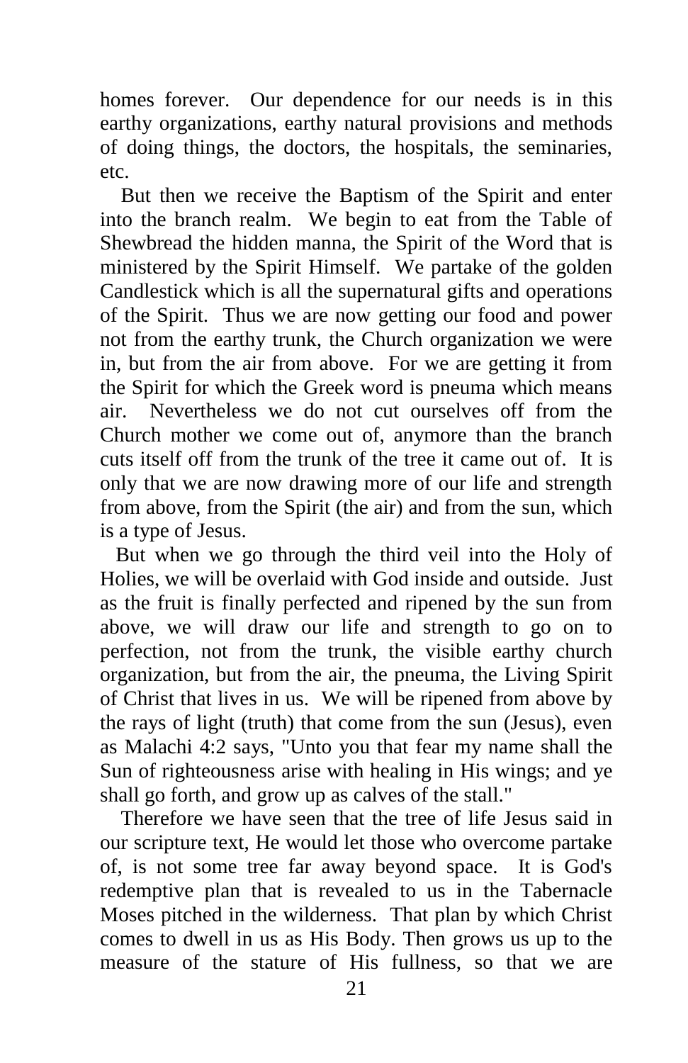homes forever. Our dependence for our needs is in this earthy organizations, earthy natural provisions and methods of doing things, the doctors, the hospitals, the seminaries, etc.

But then we receive the Baptism of the Spirit and enter into the branch realm. We begin to eat from the Table of Shewbread the hidden manna, the Spirit of the Word that is ministered by the Spirit Himself. We partake of the golden Candlestick which is all the supernatural gifts and operations of the Spirit. Thus we are now getting our food and power not from the earthy trunk, the Church organization we were in, but from the air from above. For we are getting it from the Spirit for which the Greek word is pneuma which means air. Nevertheless we do not cut ourselves off from the Church mother we come out of, anymore than the branch cuts itself off from the trunk of the tree it came out of. It is only that we are now drawing more of our life and strength from above, from the Spirit (the air) and from the sun, which is a type of Jesus.

But when we go through the third veil into the Holy of Holies, we will be overlaid with God inside and outside. Just as the fruit is finally perfected and ripened by the sun from above, we will draw our life and strength to go on to perfection, not from the trunk, the visible earthy church organization, but from the air, the pneuma, the Living Spirit of Christ that lives in us. We will be ripened from above by the rays of light (truth) that come from the sun (Jesus), even as Malachi 4:2 says, "Unto you that fear my name shall the Sun of righteousness arise with healing in His wings; and ye shall go forth, and grow up as calves of the stall."

Therefore we have seen that the tree of life Jesus said in our scripture text, He would let those who overcome partake of, is not some tree far away beyond space. It is God's redemptive plan that is revealed to us in the Tabernacle Moses pitched in the wilderness. That plan by which Christ comes to dwell in us as His Body. Then grows us up to the measure of the stature of His fullness, so that we are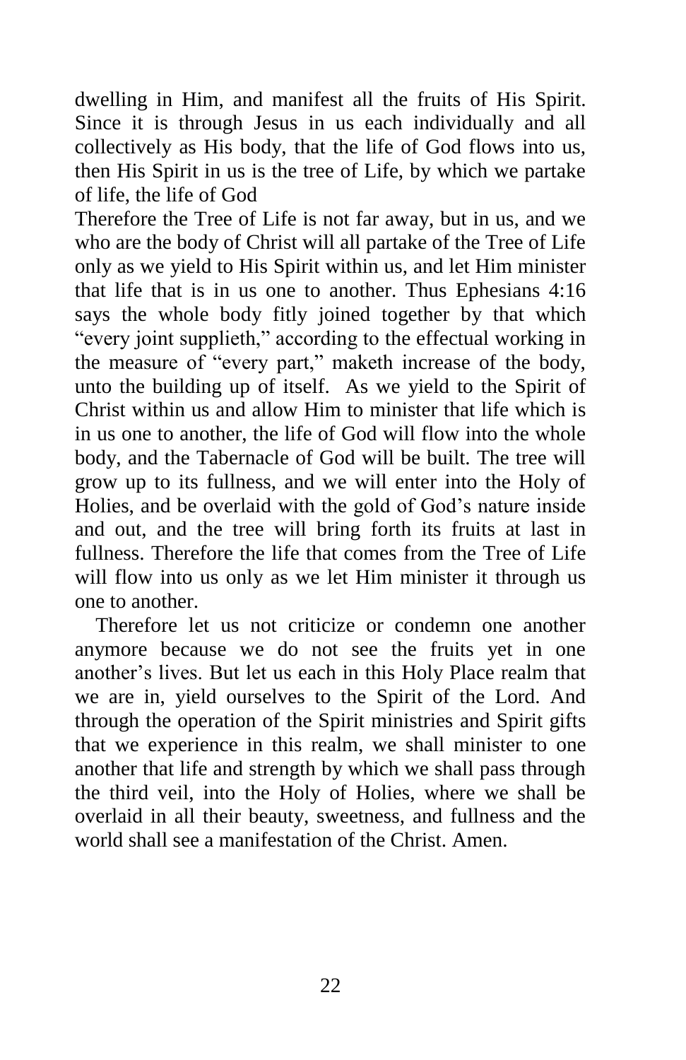dwelling in Him, and manifest all the fruits of His Spirit. Since it is through Jesus in us each individually and all collectively as His body, that the life of God flows into us, then His Spirit in us is the tree of Life, by which we partake of life, the life of God

Therefore the Tree of Life is not far away, but in us, and we who are the body of Christ will all partake of the Tree of Life only as we yield to His Spirit within us, and let Him minister that life that is in us one to another. Thus Ephesians 4:16 says the whole body fitly joined together by that which "every joint supplieth," according to the effectual working in the measure of "every part," maketh increase of the body, unto the building up of itself. As we yield to the Spirit of Christ within us and allow Him to minister that life which is in us one to another, the life of God will flow into the whole body, and the Tabernacle of God will be built. The tree will grow up to its fullness, and we will enter into the Holy of Holies, and be overlaid with the gold of God's nature inside and out, and the tree will bring forth its fruits at last in fullness. Therefore the life that comes from the Tree of Life will flow into us only as we let Him minister it through us one to another.

Therefore let us not criticize or condemn one another anymore because we do not see the fruits yet in one another's lives. But let us each in this Holy Place realm that we are in, yield ourselves to the Spirit of the Lord. And through the operation of the Spirit ministries and Spirit gifts that we experience in this realm, we shall minister to one another that life and strength by which we shall pass through the third veil, into the Holy of Holies, where we shall be overlaid in all their beauty, sweetness, and fullness and the world shall see a manifestation of the Christ. Amen.